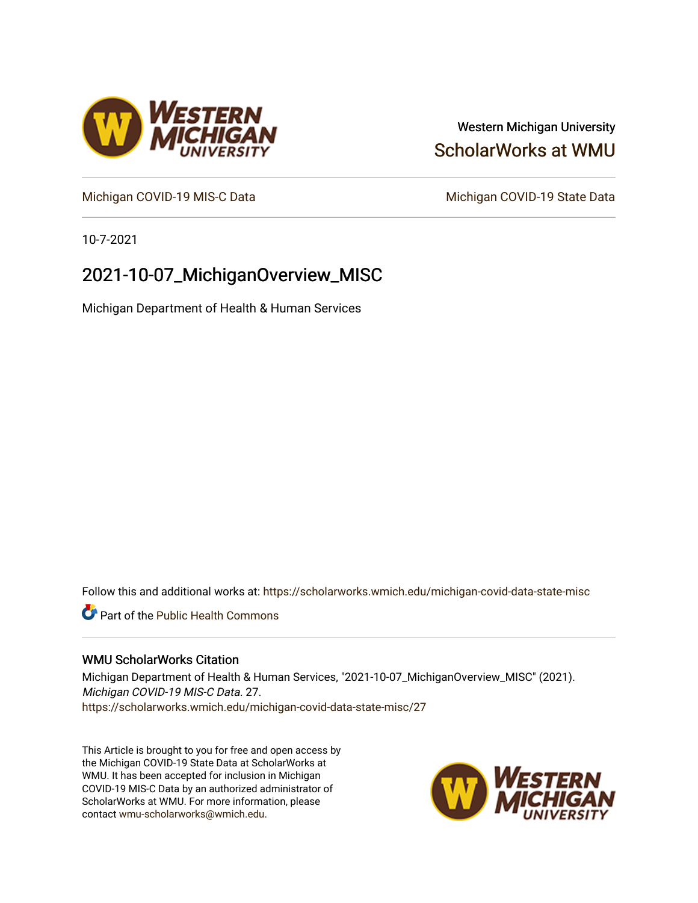Western Michigan University

ScholarWorks at WMU

Michigan COVID-19 MIS-C Data

Michigan COVID-19 State Data

10-7-2021

# 2021-10-07_MichiganOverview_MISC

Michigan Department of Health & Human Services

Follow this and additional works at: https://scholarworks.wmich.edu/michigan-covid-data-state-misc

Part of the Public Health Commons

## WMU ScholarWorks Citation

Michigan Department of Health & Human Services, "2021-10-07_MichiganOverview_MISC" (2021). *Michigan COVID-19 MIS-C Data*. 27.
https://scholarworks.wmich.edu/michigan-covid-data-state-misc/27

This Article is brought to you for free and open access by the Michigan COVID-19 State Data at ScholarWorks at WMU. It has been accepted for inclusion in Michigan COVID-19 MIS-C Data by an authorized administrator of ScholarWorks at WMU. For more information, please contact wmu-scholarworks@wmich.edu.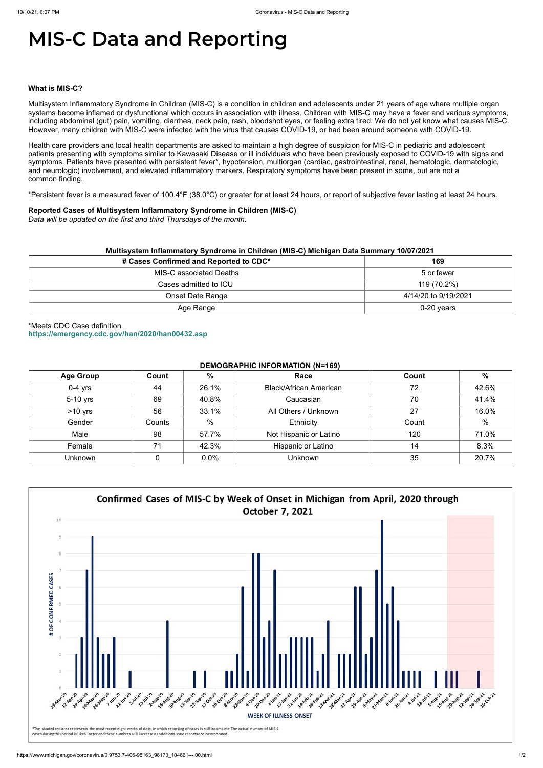# MIS-C Data and Reporting

**What is MIS-C?**

Multisystem Inflammatory Syndrome in Children (MIS-C) is a condition in children and adolescents under 21 years of age where multiple organ systems become inflamed or dysfunctional which occurs in association with illness. Children with MIS-C may have a fever and various symptoms, including abdominal (gut) pain, vomiting, diarrhea, neck pain, rash, bloodshot eyes, or feeling extra tired. We do not yet know what causes MIS-C. However, many children with MIS-C were infected with the virus that causes COVID-19, or had been around someone with COVID-19.

Health care providers and local health departments are asked to maintain a high degree of suspicion for MIS-C in pediatric and adolescent patients presenting with symptoms similar to Kawasaki Disease or ill individuals who have been previously exposed to COVID-19 with signs and symptoms. Patients have presented with persistent fever*, hypotension, multiorgan (cardiac, gastrointestinal, renal, hematologic, dermatologic, and neurologic) involvement, and elevated inflammatory markers. Respiratory symptoms have been present in some, but are not a common finding.

*Persistent fever is a measured fever of 100.4°F (38.0°C) or greater for at least 24 hours, or report of subjective fever lasting at least 24 hours.

**Reported Cases of Multisystem Inflammatory Syndrome in Children (MIS-C)**
*Data will be updated on the first and third Thursdays of the month.*

**Multisystem Inflammatory Syndrome in Children (MIS-C) Michigan Data Summary 10/07/2021**

| # Cases Confirmed and Reported to CDC* | 169 |
|---|---|
| MIS-C associated Deaths | 5 or fewer |
| Cases admitted to ICU | 119 (70.2%) |
| Onset Date Range | 4/14/20 to 9/19/2021 |
| Age Range | 0-20 years |

*Meets CDC Case definition
https://emergency.cdc.gov/han/2020/han00432.asp

**DEMOGRAPHIC INFORMATION (N=169)**

| Age Group | Count | % | Race | Count | % |
|---|---|---|---|---|---|
| 0-4 yrs | 44 | 26.1% | Black/African American | 72 | 42.6% |
| 5-10 yrs | 69 | 40.8% | Caucasian | 70 | 41.4% |
| >10 yrs | 56 | 33.1% | All Others / Unknown | 27 | 16.0% |
| Gender | Counts | % | Ethnicity | Count | % |
| Male | 98 | 57.7% | Not Hispanic or Latino | 120 | 71.0% |
| Female | 71 | 42.3% | Hispanic or Latino | 14 | 8.3% |
| Unknown | 0 | 0.0% | Unknown | 35 | 20.7% |

**Confirmed Cases of MIS-C by Week of Onset in Michigan from April, 2020 through October 7, 2021**

*The shaded red area represents the most recent eight weeks of data, in which reporting of cases is still incomplete. The actual number of MIS-C cases during this period is likely larger and these numbers will increase as additional case reports are incorporated.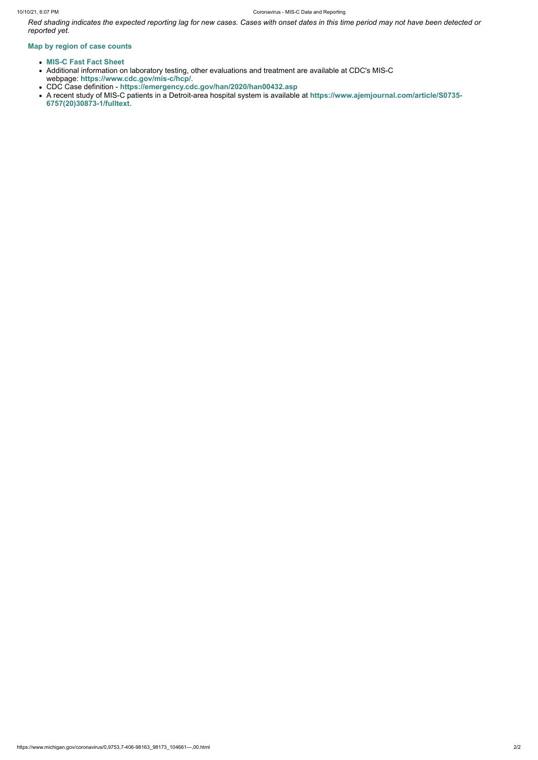*Red shading indicates the expected reporting lag for new cases. Cases with onset dates in this time period may not have been detected or reported yet.*

**Map by region of case counts**

- **MIS-C Fast Fact Sheet**
- Additional information on laboratory testing, other evaluations and treatment are available at CDC's MIS-C webpage: **https://www.cdc.gov/mis-c/hcp/**.
- CDC Case definition - **https://emergency.cdc.gov/han/2020/han00432.asp**
- A recent study of MIS-C patients in a Detroit-area hospital system is available at **https://www.ajemjournal.com/article/S0735-6757(20)30873-1/fulltext**.